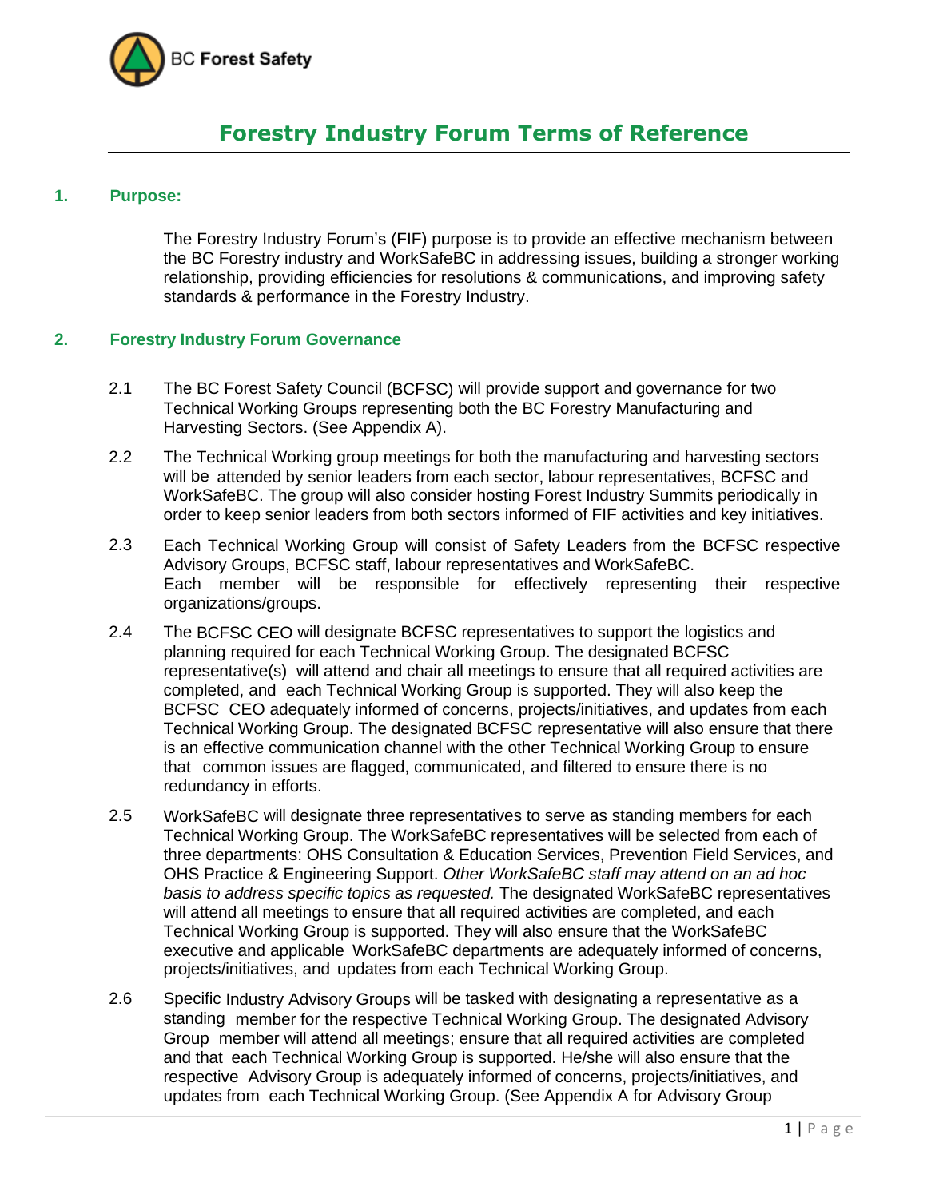BC Forest Safety

# Forestry Industry Forum Terms of Reference

## 1. Purpose:

The Forestry Industry Forum's (FIF) purpose is to provide an effective mechanism between the BC Forestry industry and WorkSafeBC in addressing issues, building a stronger working relationship, providing efficiencies for resolutions & communications, and improving safety standards & performance in the Forestry Industry.

## 2. Forestry Industry Forum Governance

2.1 The BC Forest Safety Council (BCFSC) will provide support and governance for two Technical Working Groups representing both the BC Forestry Manufacturing and Harvesting Sectors. (See Appendix A).

2.2 The Technical Working group meetings for both the manufacturing and harvesting sectors will be attended by senior leaders from each sector, labour representatives, BCFSC and WorkSafeBC. The group will also consider hosting Forest Industry Summits periodically in order to keep senior leaders from both sectors informed of FIF activities and key initiatives.

2.3 Each Technical Working Group will consist of Safety Leaders from the BCFSC respective Advisory Groups, BCFSC staff, labour representatives and WorkSafeBC. Each member will be responsible for effectively representing their respective organizations/groups.

2.4 The BCFSC CEO will designate BCFSC representatives to support the logistics and planning required for each Technical Working Group. The designated BCFSC representative(s) will attend and chair all meetings to ensure that all required activities are completed, and each Technical Working Group is supported. They will also keep the BCFSC CEO adequately informed of concerns, projects/initiatives, and updates from each Technical Working Group. The designated BCFSC representative will also ensure that there is an effective communication channel with the other Technical Working Group to ensure that common issues are flagged, communicated, and filtered to ensure there is no redundancy in efforts.

2.5 WorkSafeBC will designate three representatives to serve as standing members for each Technical Working Group. The WorkSafeBC representatives will be selected from each of three departments: OHS Consultation & Education Services, Prevention Field Services, and OHS Practice & Engineering Support. *Other WorkSafeBC staff may attend on an ad hoc basis to address specific topics as requested.* The designated WorkSafeBC representatives will attend all meetings to ensure that all required activities are completed, and each Technical Working Group is supported. They will also ensure that the WorkSafeBC executive and applicable WorkSafeBC departments are adequately informed of concerns, projects/initiatives, and updates from each Technical Working Group.

2.6 Specific Industry Advisory Groups will be tasked with designating a representative as a standing member for the respective Technical Working Group. The designated Advisory Group member will attend all meetings; ensure that all required activities are completed and that each Technical Working Group is supported. He/she will also ensure that the respective Advisory Group is adequately informed of concerns, projects/initiatives, and updates from each Technical Working Group. (See Appendix A for Advisory Group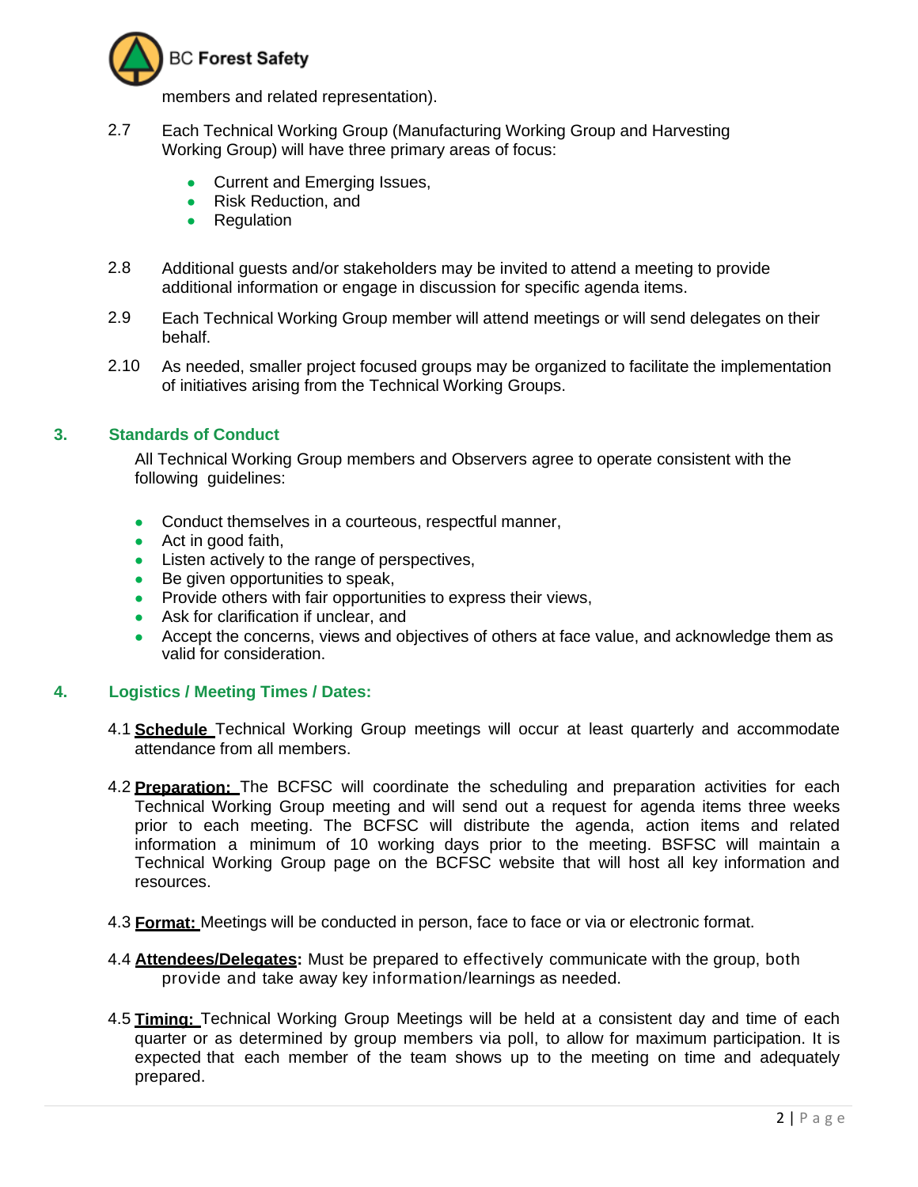members and related representation).

2.7 Each Technical Working Group (Manufacturing Working Group and Harvesting Working Group) will have three primary areas of focus:

- Current and Emerging Issues,
- Risk Reduction, and
- Regulation

2.8 Additional guests and/or stakeholders may be invited to attend a meeting to provide additional information or engage in discussion for specific agenda items.

2.9 Each Technical Working Group member will attend meetings or will send delegates on their behalf.

2.10 As needed, smaller project focused groups may be organized to facilitate the implementation of initiatives arising from the Technical Working Groups.

## 3. Standards of Conduct

All Technical Working Group members and Observers agree to operate consistent with the following guidelines:

- Conduct themselves in a courteous, respectful manner,
- Act in good faith,
- Listen actively to the range of perspectives,
- Be given opportunities to speak,
- Provide others with fair opportunities to express their views,
- Ask for clarification if unclear, and
- Accept the concerns, views and objectives of others at face value, and acknowledge them as valid for consideration.

## 4. Logistics / Meeting Times / Dates:

4.1 **Schedule** Technical Working Group meetings will occur at least quarterly and accommodate attendance from all members.

4.2 **Preparation:** The BCFSC will coordinate the scheduling and preparation activities for each Technical Working Group meeting and will send out a request for agenda items three weeks prior to each meeting. The BCFSC will distribute the agenda, action items and related information a minimum of 10 working days prior to the meeting. BSFSC will maintain a Technical Working Group page on the BCFSC website that will host all key information and resources.

4.3 **Format:** Meetings will be conducted in person, face to face or via or electronic format.

4.4 **Attendees/Delegates:** Must be prepared to effectively communicate with the group, both provide and take away key information/learnings as needed.

4.5 **Timing:** Technical Working Group Meetings will be held at a consistent day and time of each quarter or as determined by group members via poll, to allow for maximum participation. It is expected that each member of the team shows up to the meeting on time and adequately prepared.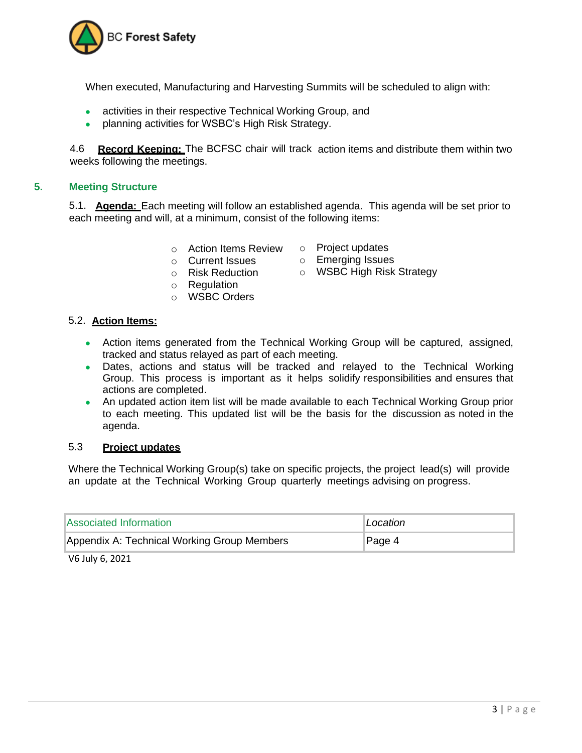When executed, Manufacturing and Harvesting Summits will be scheduled to align with:

- activities in their respective Technical Working Group, and
- planning activities for WSBC's High Risk Strategy.

4.6 **Record Keeping:** The BCFSC chair will track action items and distribute them within two weeks following the meetings.

## 5. Meeting Structure

5.1. **Agenda:** Each meeting will follow an established agenda. This agenda will be set prior to each meeting and will, at a minimum, consist of the following items:

- Action Items Review
- Current Issues
- Risk Reduction
- Regulation
- WSBC Orders
- Project updates
- Emerging Issues
- WSBC High Risk Strategy

5.2. **Action Items:**

- Action items generated from the Technical Working Group will be captured, assigned, tracked and status relayed as part of each meeting.
- Dates, actions and status will be tracked and relayed to the Technical Working Group. This process is important as it helps solidify responsibilities and ensures that actions are completed.
- An updated action item list will be made available to each Technical Working Group prior to each meeting. This updated list will be the basis for the discussion as noted in the agenda.

5.3 **Project updates**

Where the Technical Working Group(s) take on specific projects, the project lead(s) will provide an update at the Technical Working Group quarterly meetings advising on progress.

| Associated Information | *Location* |
|---|---|
| Appendix A: Technical Working Group Members | Page 4 |

V6 July 6, 2021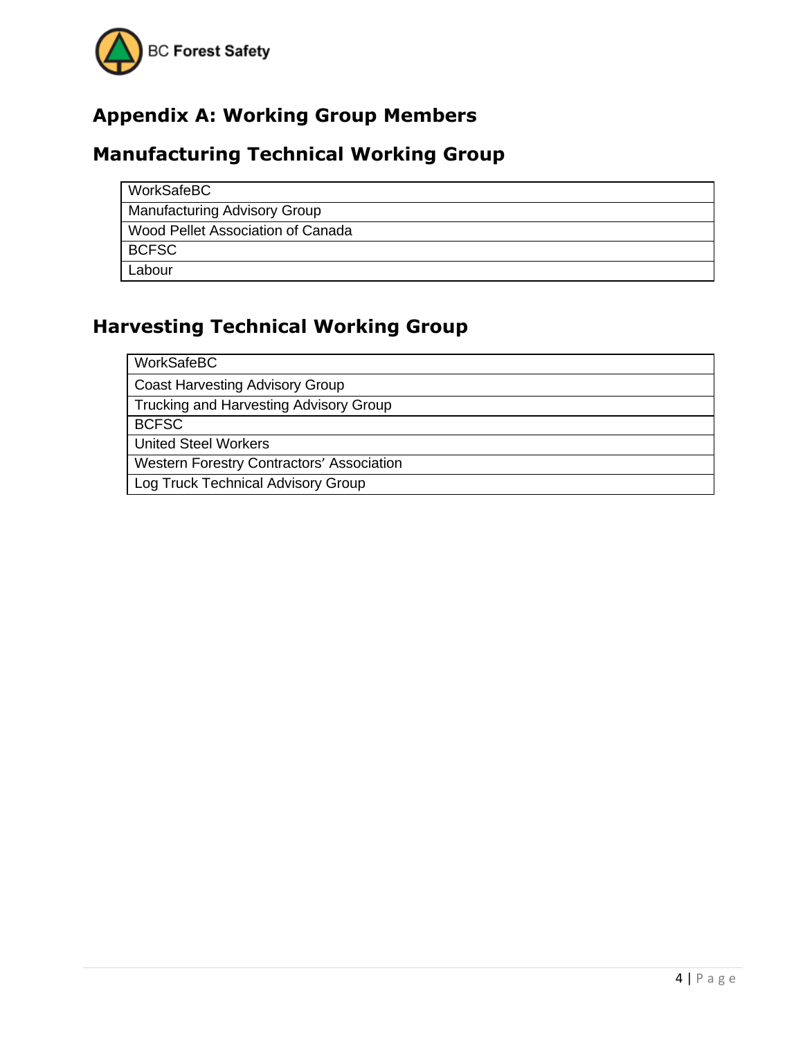# Appendix A: Working Group Members

## Manufacturing Technical Working Group

| |
|---|
| WorkSafeBC |
| Manufacturing Advisory Group |
| Wood Pellet Association of Canada |
| BCFSC |
| Labour |

## Harvesting Technical Working Group

| |
|---|
| WorkSafeBC |
| Coast Harvesting Advisory Group |
| Trucking and Harvesting Advisory Group |
| BCFSC |
| United Steel Workers |
| Western Forestry Contractors' Association |
| Log Truck Technical Advisory Group |